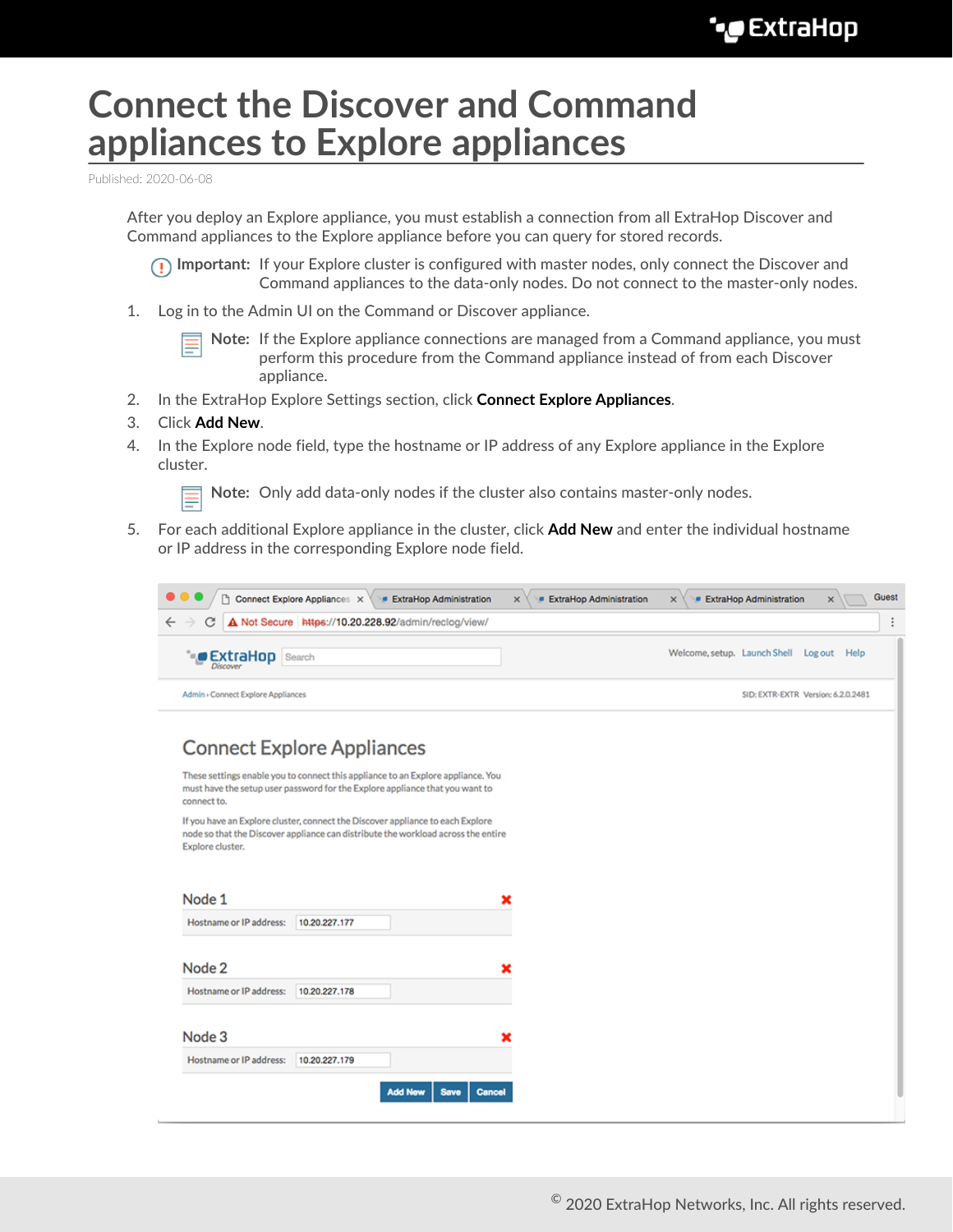# Connect the Discover and Command appliances to Explore appliances

Published: 2020-06-08

After you deploy an Explore appliance, you must establish a connection from all ExtraHop Discover and Command appliances to the Explore appliance before you can query for stored records.

**Important:** If your Explore cluster is configured with master nodes, only connect the Discover and Command appliances to the data-only nodes. Do not connect to the master-only nodes.

1. Log in to the Admin UI on the Command or Discover appliance.

   **Note:** If the Explore appliance connections are managed from a Command appliance, you must perform this procedure from the Command appliance instead of from each Discover appliance.

2. In the ExtraHop Explore Settings section, click **Connect Explore Appliances**.
3. Click **Add New**.
4. In the Explore node field, type the hostname or IP address of any Explore appliance in the Explore cluster.

   **Note:** Only add data-only nodes if the cluster also contains master-only nodes.

5. For each additional Explore appliance in the cluster, click **Add New** and enter the individual hostname or IP address in the corresponding Explore node field.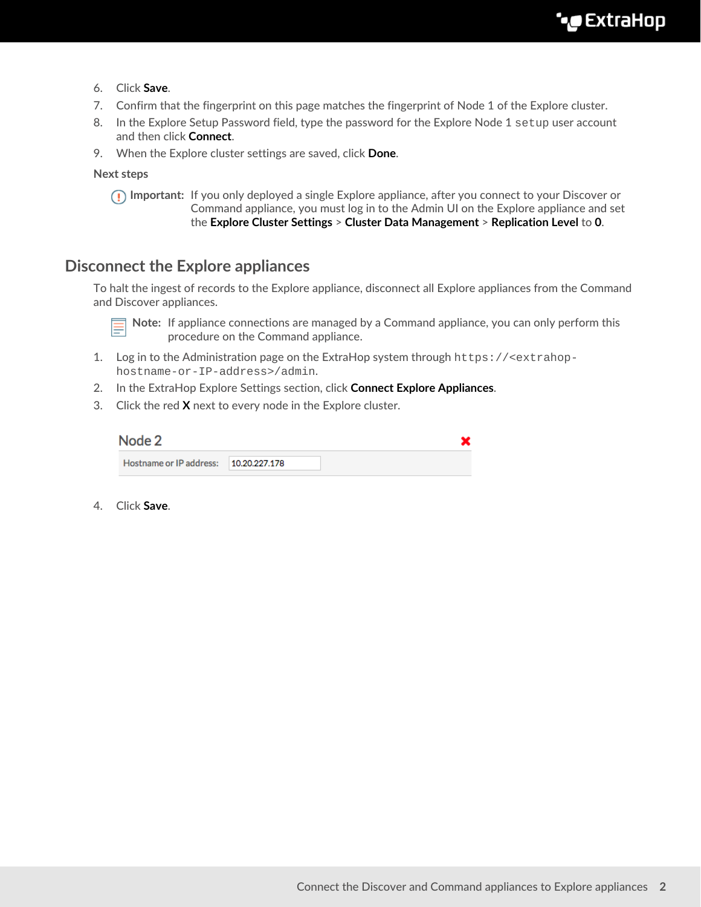6. Click **Save**.
7. Confirm that the fingerprint on this page matches the fingerprint of Node 1 of the Explore cluster.
8. In the Explore Setup Password field, type the password for the Explore Node 1 `setup` user account and then click **Connect**.
9. When the Explore cluster settings are saved, click **Done**.

**Next steps**

**Important:** If you only deployed a single Explore appliance, after you connect to your Discover or Command appliance, you must log in to the Admin UI on the Explore appliance and set the **Explore Cluster Settings** > **Cluster Data Management** > **Replication Level** to **0**.

## Disconnect the Explore appliances

To halt the ingest of records to the Explore appliance, disconnect all Explore appliances from the Command and Discover appliances.

**Note:** If appliance connections are managed by a Command appliance, you can only perform this procedure on the Command appliance.

1. Log in to the Administration page on the ExtraHop system through `https://<extrahop-hostname-or-IP-address>/admin`.
2. In the ExtraHop Explore Settings section, click **Connect Explore Appliances**.
3. Click the red **X** next to every node in the Explore cluster.

Node 2

Hostname or IP address: 10.20.227.178

4. Click **Save**.